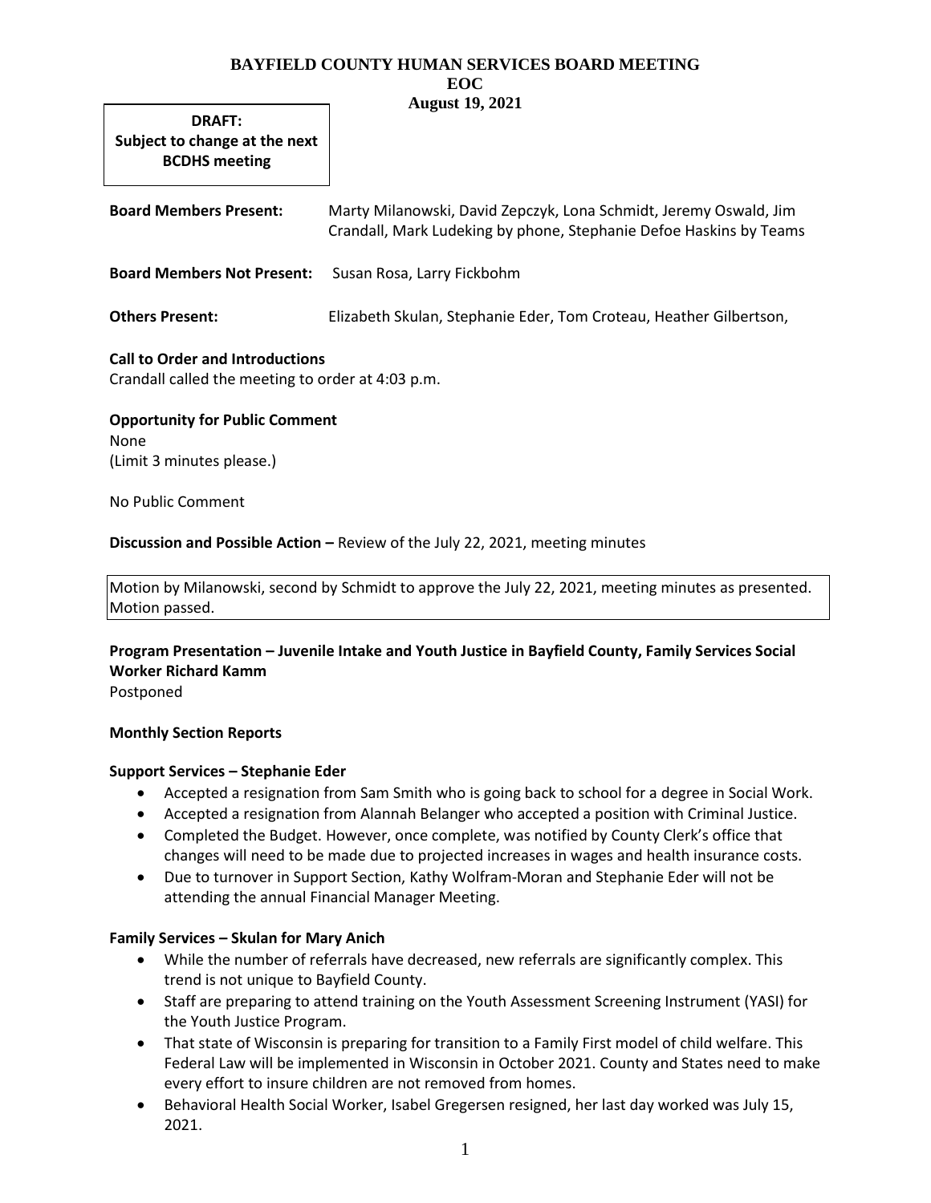# BAYFIELD COUNTY HUMAN SERVICES BOARD MEETING
## EOC
### August 19, 2021

**DRAFT:**
**Subject to change at the next BCDHS meeting**

**Board Members Present:** Marty Milanowski, David Zepczyk, Lona Schmidt, Jeremy Oswald, Jim Crandall, Mark Ludeking by phone, Stephanie Defoe Haskins by Teams

**Board Members Not Present:** Susan Rosa, Larry Fickbohm

**Others Present:** Elizabeth Skulan, Stephanie Eder, Tom Croteau, Heather Gilbertson,

**Call to Order and Introductions**
Crandall called the meeting to order at 4:03 p.m.

**Opportunity for Public Comment**
None
(Limit 3 minutes please.)

No Public Comment

**Discussion and Possible Action –** Review of the July 22, 2021, meeting minutes

Motion by Milanowski, second by Schmidt to approve the July 22, 2021, meeting minutes as presented. Motion passed.

**Program Presentation – Juvenile Intake and Youth Justice in Bayfield County, Family Services Social Worker Richard Kamm**
Postponed

**Monthly Section Reports**

**Support Services – Stephanie Eder**

- Accepted a resignation from Sam Smith who is going back to school for a degree in Social Work.
- Accepted a resignation from Alannah Belanger who accepted a position with Criminal Justice.
- Completed the Budget. However, once complete, was notified by County Clerk's office that changes will need to be made due to projected increases in wages and health insurance costs.
- Due to turnover in Support Section, Kathy Wolfram-Moran and Stephanie Eder will not be attending the annual Financial Manager Meeting.

**Family Services – Skulan for Mary Anich**

- While the number of referrals have decreased, new referrals are significantly complex. This trend is not unique to Bayfield County.
- Staff are preparing to attend training on the Youth Assessment Screening Instrument (YASI) for the Youth Justice Program.
- That state of Wisconsin is preparing for transition to a Family First model of child welfare. This Federal Law will be implemented in Wisconsin in October 2021. County and States need to make every effort to insure children are not removed from homes.
- Behavioral Health Social Worker, Isabel Gregersen resigned, her last day worked was July 15, 2021.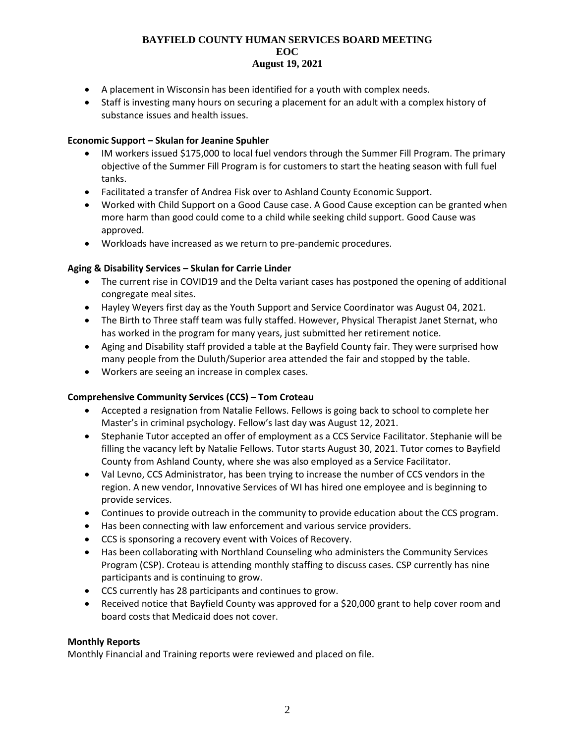- A placement in Wisconsin has been identified for a youth with complex needs.
- Staff is investing many hours on securing a placement for an adult with a complex history of substance issues and health issues.

**Economic Support – Skulan for Jeanine Spuhler**

- IM workers issued $175,000 to local fuel vendors through the Summer Fill Program. The primary objective of the Summer Fill Program is for customers to start the heating season with full fuel tanks.
- Facilitated a transfer of Andrea Fisk over to Ashland County Economic Support.
- Worked with Child Support on a Good Cause case. A Good Cause exception can be granted when more harm than good could come to a child while seeking child support. Good Cause was approved.
- Workloads have increased as we return to pre-pandemic procedures.

**Aging & Disability Services – Skulan for Carrie Linder**

- The current rise in COVID19 and the Delta variant cases has postponed the opening of additional congregate meal sites.
- Hayley Weyers first day as the Youth Support and Service Coordinator was August 04, 2021.
- The Birth to Three staff team was fully staffed. However, Physical Therapist Janet Sternat, who has worked in the program for many years, just submitted her retirement notice.
- Aging and Disability staff provided a table at the Bayfield County fair. They were surprised how many people from the Duluth/Superior area attended the fair and stopped by the table.
- Workers are seeing an increase in complex cases.

**Comprehensive Community Services (CCS) – Tom Croteau**

- Accepted a resignation from Natalie Fellows. Fellows is going back to school to complete her Master's in criminal psychology. Fellow's last day was August 12, 2021.
- Stephanie Tutor accepted an offer of employment as a CCS Service Facilitator. Stephanie will be filling the vacancy left by Natalie Fellows. Tutor starts August 30, 2021. Tutor comes to Bayfield County from Ashland County, where she was also employed as a Service Facilitator.
- Val Levno, CCS Administrator, has been trying to increase the number of CCS vendors in the region. A new vendor, Innovative Services of WI has hired one employee and is beginning to provide services.
- Continues to provide outreach in the community to provide education about the CCS program.
- Has been connecting with law enforcement and various service providers.
- CCS is sponsoring a recovery event with Voices of Recovery.
- Has been collaborating with Northland Counseling who administers the Community Services Program (CSP). Croteau is attending monthly staffing to discuss cases. CSP currently has nine participants and is continuing to grow.
- CCS currently has 28 participants and continues to grow.
- Received notice that Bayfield County was approved for a $20,000 grant to help cover room and board costs that Medicaid does not cover.

**Monthly Reports**

Monthly Financial and Training reports were reviewed and placed on file.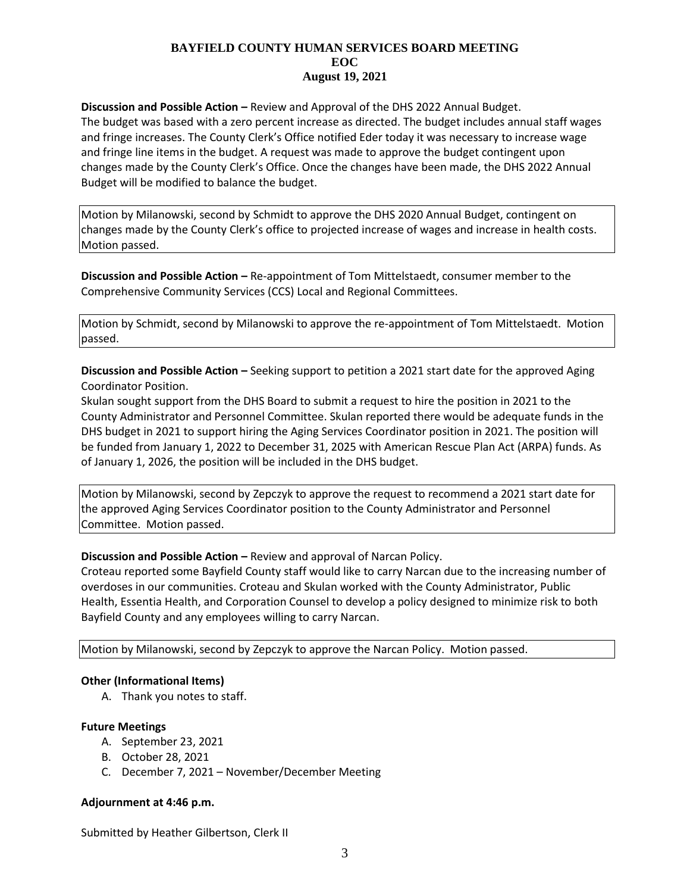**BAYFIELD COUNTY HUMAN SERVICES BOARD MEETING**
**EOC**
**August 19, 2021**

**Discussion and Possible Action –** Review and Approval of the DHS 2022 Annual Budget.
The budget was based with a zero percent increase as directed. The budget includes annual staff wages and fringe increases. The County Clerk's Office notified Eder today it was necessary to increase wage and fringe line items in the budget. A request was made to approve the budget contingent upon changes made by the County Clerk's Office. Once the changes have been made, the DHS 2022 Annual Budget will be modified to balance the budget.

Motion by Milanowski, second by Schmidt to approve the DHS 2020 Annual Budget, contingent on changes made by the County Clerk's office to projected increase of wages and increase in health costs. Motion passed.

**Discussion and Possible Action –** Re-appointment of Tom Mittelstaedt, consumer member to the Comprehensive Community Services (CCS) Local and Regional Committees.

Motion by Schmidt, second by Milanowski to approve the re-appointment of Tom Mittelstaedt. Motion passed.

**Discussion and Possible Action –** Seeking support to petition a 2021 start date for the approved Aging Coordinator Position.
Skulan sought support from the DHS Board to submit a request to hire the position in 2021 to the County Administrator and Personnel Committee. Skulan reported there would be adequate funds in the DHS budget in 2021 to support hiring the Aging Services Coordinator position in 2021. The position will be funded from January 1, 2022 to December 31, 2025 with American Rescue Plan Act (ARPA) funds. As of January 1, 2026, the position will be included in the DHS budget.

Motion by Milanowski, second by Zepczyk to approve the request to recommend a 2021 start date for the approved Aging Services Coordinator position to the County Administrator and Personnel Committee. Motion passed.

**Discussion and Possible Action –** Review and approval of Narcan Policy.
Croteau reported some Bayfield County staff would like to carry Narcan due to the increasing number of overdoses in our communities. Croteau and Skulan worked with the County Administrator, Public Health, Essentia Health, and Corporation Counsel to develop a policy designed to minimize risk to both Bayfield County and any employees willing to carry Narcan.

Motion by Milanowski, second by Zepczyk to approve the Narcan Policy. Motion passed.

**Other (Informational Items)**

A. Thank you notes to staff.

**Future Meetings**

A. September 23, 2021
B. October 28, 2021
C. December 7, 2021 – November/December Meeting

**Adjournment at 4:46 p.m.**

Submitted by Heather Gilbertson, Clerk II